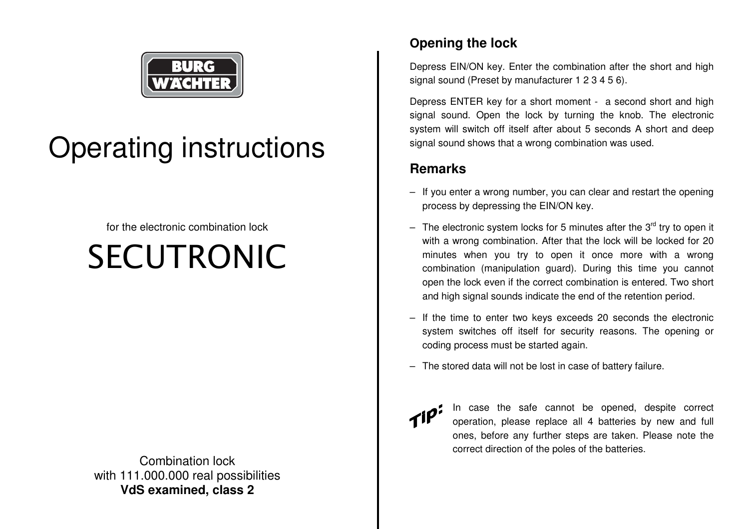BURG WÄCHTER

# Operating instructions

for the electronic combination lock

# SECUTRONIC

Combination lock
with 111.000.000 real possibilities
**VdS examined, class 2**

## Opening the lock

Depress EIN/ON key. Enter the combination after the short and high signal sound (Preset by manufacturer 1 2 3 4 5 6).

Depress ENTER key for a short moment - a second short and high signal sound. Open the lock by turning the knob. The electronic system will switch off itself after about 5 seconds A short and deep signal sound shows that a wrong combination was used.

## Remarks

- If you enter a wrong number, you can clear and restart the opening process by depressing the EIN/ON key.
- The electronic system locks for 5 minutes after the 3rd try to open it with a wrong combination. After that the lock will be locked for 20 minutes when you try to open it once more with a wrong combination (manipulation guard). During this time you cannot open the lock even if the correct combination is entered. Two short and high signal sounds indicate the end of the retention period.
- If the time to enter two keys exceeds 20 seconds the electronic system switches off itself for security reasons. The opening or coding process must be started again.
- The stored data will not be lost in case of battery failure.

**Tip:** In case the safe cannot be opened, despite correct operation, please replace all 4 batteries by new and full ones, before any further steps are taken. Please note the correct direction of the poles of the batteries.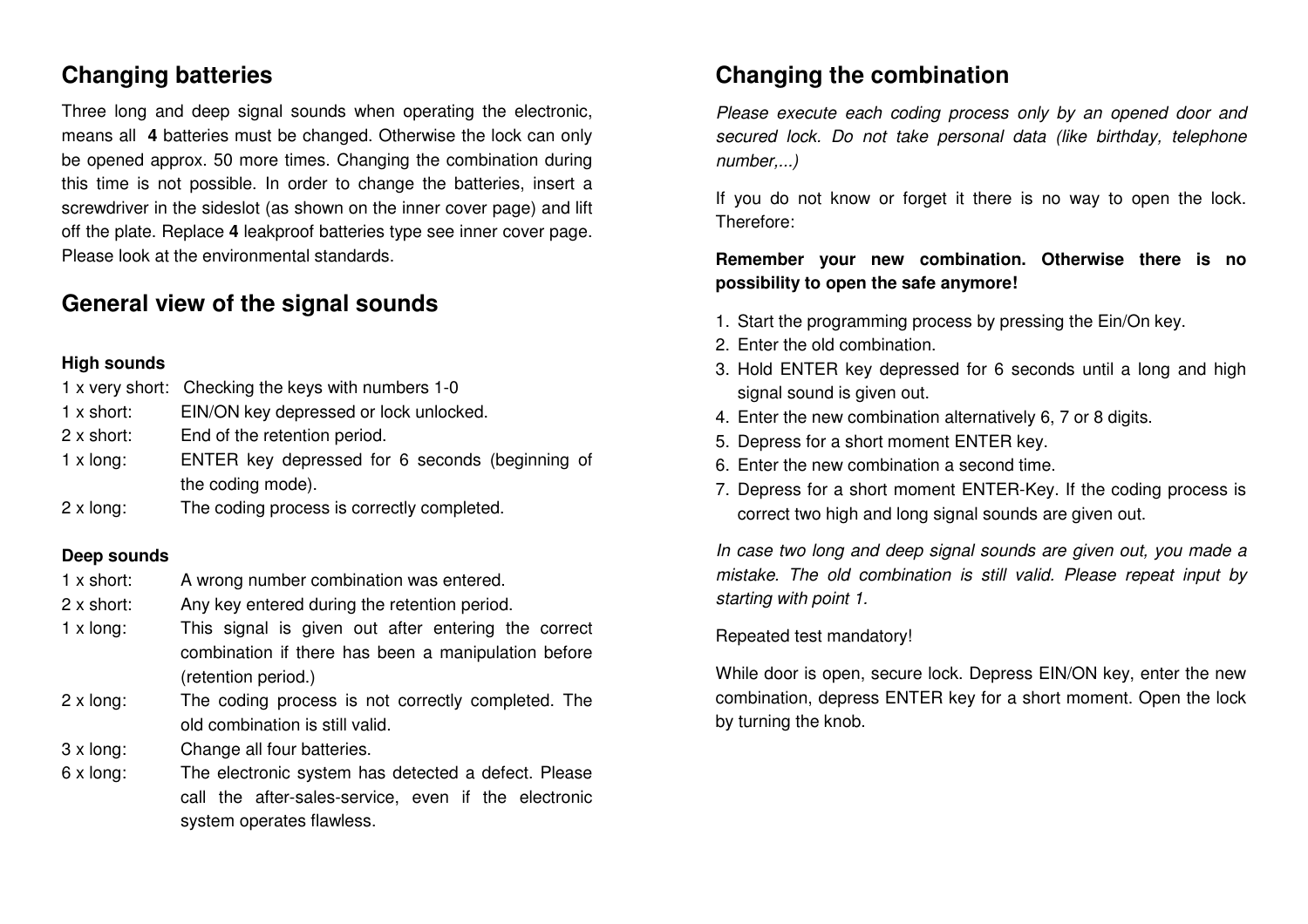## Changing batteries

Three long and deep signal sounds when operating the electronic, means all **4** batteries must be changed. Otherwise the lock can only be opened approx. 50 more times. Changing the combination during this time is not possible. In order to change the batteries, insert a screwdriver in the sideslot (as shown on the inner cover page) and lift off the plate. Replace **4** leakproof batteries type see inner cover page. Please look at the environmental standards.

## General view of the signal sounds

**High sounds**

- 1 x very short: Checking the keys with numbers 1-0
- 1 x short: EIN/ON key depressed or lock unlocked.
- 2 x short: End of the retention period.
- 1 x long: ENTER key depressed for 6 seconds (beginning of the coding mode).
- 2 x long: The coding process is correctly completed.

**Deep sounds**

- 1 x short: A wrong number combination was entered.
- 2 x short: Any key entered during the retention period.
- 1 x long: This signal is given out after entering the correct combination if there has been a manipulation before (retention period.)
- 2 x long: The coding process is not correctly completed. The old combination is still valid.
- 3 x long: Change all four batteries.
- 6 x long: The electronic system has detected a defect. Please call the after-sales-service, even if the electronic system operates flawless.

## Changing the combination

*Please execute each coding process only by an opened door and secured lock. Do not take personal data (like birthday, telephone number,...)*

If you do not know or forget it there is no way to open the lock. Therefore:

**Remember your new combination. Otherwise there is no possibility to open the safe anymore!**

1. Start the programming process by pressing the Ein/On key.
2. Enter the old combination.
3. Hold ENTER key depressed for 6 seconds until a long and high signal sound is given out.
4. Enter the new combination alternatively 6, 7 or 8 digits.
5. Depress for a short moment ENTER key.
6. Enter the new combination a second time.
7. Depress for a short moment ENTER-Key. If the coding process is correct two high and long signal sounds are given out.

*In case two long and deep signal sounds are given out, you made a mistake. The old combination is still valid. Please repeat input by starting with point 1.*

Repeated test mandatory!

While door is open, secure lock. Depress EIN/ON key, enter the new combination, depress ENTER key for a short moment. Open the lock by turning the knob.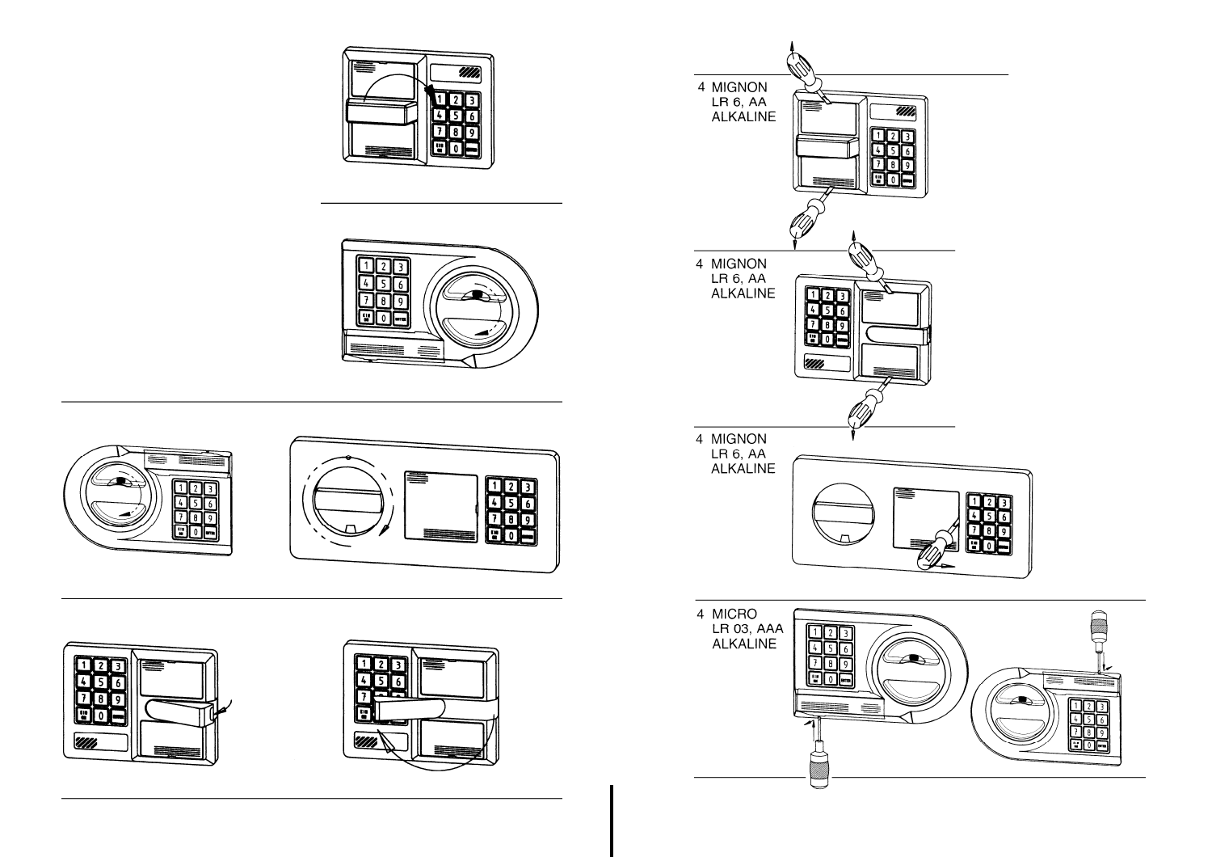4 MIGNON
LR 6, AA
ALKALINE

4 MIGNON
LR 6, AA
ALKALINE

4 MIGNON
LR 6, AA
ALKALINE

4 MICRO
LR 03, AAA
ALKALINE